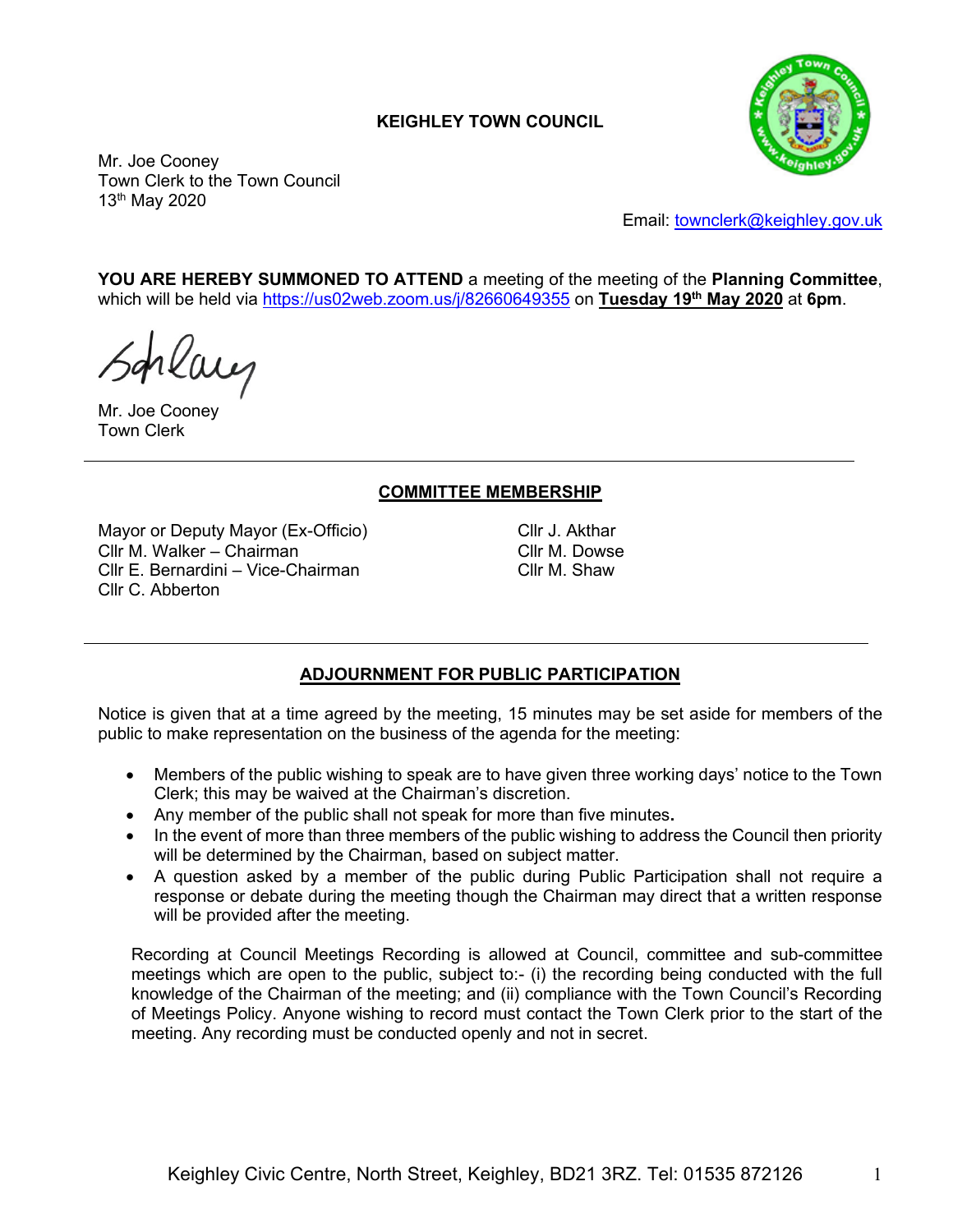**KEIGHLEY TOWN COUNCIL**

Mr. Joe Cooney
Town Clerk to the Town Council
13th May 2020

Email: townclerk@keighley.gov.uk

**YOU ARE HEREBY SUMMONED TO ATTEND** a meeting of the meeting of the **Planning Committee**, which will be held via https://us02web.zoom.us/j/82660649355 on **Tuesday 19th May 2020** at **6pm**.

Mr. Joe Cooney
Town Clerk

---

## COMMITTEE MEMBERSHIP

Mayor or Deputy Mayor (Ex-Officio)
Cllr M. Walker – Chairman
Cllr E. Bernardini – Vice-Chairman
Cllr C. Abberton
Cllr J. Akthar
Cllr M. Dowse
Cllr M. Shaw

---

## ADJOURNMENT FOR PUBLIC PARTICIPATION

Notice is given that at a time agreed by the meeting, 15 minutes may be set aside for members of the public to make representation on the business of the agenda for the meeting:

- Members of the public wishing to speak are to have given three working days' notice to the Town Clerk; this may be waived at the Chairman's discretion.
- Any member of the public shall not speak for more than five minutes**.**
- In the event of more than three members of the public wishing to address the Council then priority will be determined by the Chairman, based on subject matter.
- A question asked by a member of the public during Public Participation shall not require a response or debate during the meeting though the Chairman may direct that a written response will be provided after the meeting.

Recording at Council Meetings Recording is allowed at Council, committee and sub-committee meetings which are open to the public, subject to:- (i) the recording being conducted with the full knowledge of the Chairman of the meeting; and (ii) compliance with the Town Council's Recording of Meetings Policy. Anyone wishing to record must contact the Town Clerk prior to the start of the meeting. Any recording must be conducted openly and not in secret.

Keighley Civic Centre, North Street, Keighley, BD21 3RZ. Tel: 01535 872126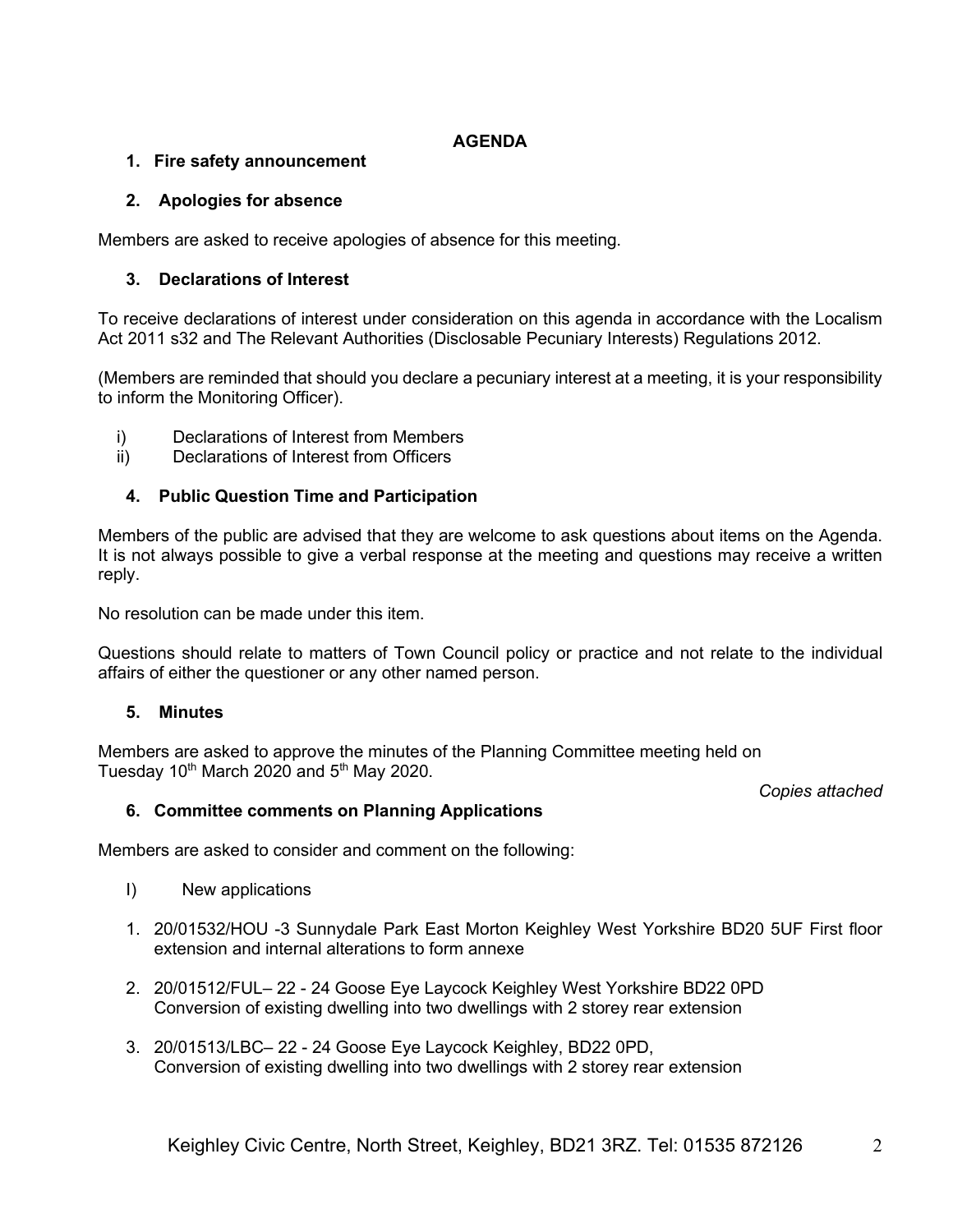# AGENDA

## 1. Fire safety announcement

## 2. Apologies for absence

Members are asked to receive apologies of absence for this meeting.

## 3. Declarations of Interest

To receive declarations of interest under consideration on this agenda in accordance with the Localism Act 2011 s32 and The Relevant Authorities (Disclosable Pecuniary Interests) Regulations 2012.

(Members are reminded that should you declare a pecuniary interest at a meeting, it is your responsibility to inform the Monitoring Officer).

i) Declarations of Interest from Members
ii) Declarations of Interest from Officers

## 4. Public Question Time and Participation

Members of the public are advised that they are welcome to ask questions about items on the Agenda. It is not always possible to give a verbal response at the meeting and questions may receive a written reply.

No resolution can be made under this item.

Questions should relate to matters of Town Council policy or practice and not relate to the individual affairs of either the questioner or any other named person.

## 5. Minutes

Members are asked to approve the minutes of the Planning Committee meeting held on Tuesday 10th March 2020 and 5th May 2020.

*Copies attached*

## 6. Committee comments on Planning Applications

Members are asked to consider and comment on the following:

I) New applications

1. 20/01532/HOU -3 Sunnydale Park East Morton Keighley West Yorkshire BD20 5UF First floor extension and internal alterations to form annexe
2. 20/01512/FUL– 22 - 24 Goose Eye Laycock Keighley West Yorkshire BD22 0PD Conversion of existing dwelling into two dwellings with 2 storey rear extension
3. 20/01513/LBC– 22 - 24 Goose Eye Laycock Keighley, BD22 0PD, Conversion of existing dwelling into two dwellings with 2 storey rear extension

Keighley Civic Centre, North Street, Keighley, BD21 3RZ. Tel: 01535 872126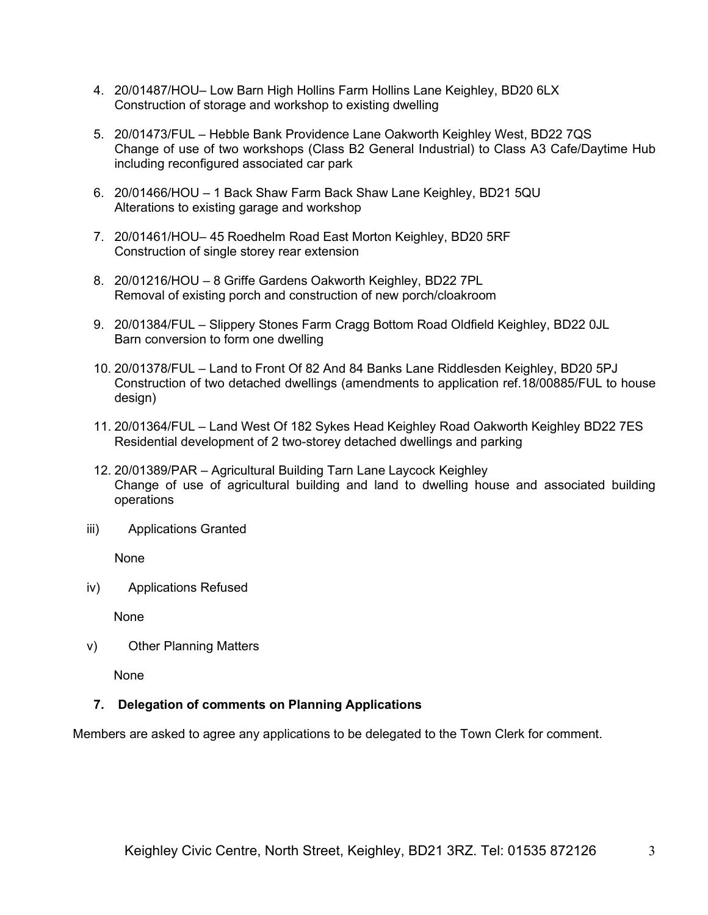4. 20/01487/HOU– Low Barn High Hollins Farm Hollins Lane Keighley, BD20 6LX
   Construction of storage and workshop to existing dwelling

5. 20/01473/FUL – Hebble Bank Providence Lane Oakworth Keighley West, BD22 7QS
   Change of use of two workshops (Class B2 General Industrial) to Class A3 Cafe/Daytime Hub including reconfigured associated car park

6. 20/01466/HOU – 1 Back Shaw Farm Back Shaw Lane Keighley, BD21 5QU
   Alterations to existing garage and workshop

7. 20/01461/HOU– 45 Roedhelm Road East Morton Keighley, BD20 5RF
   Construction of single storey rear extension

8. 20/01216/HOU – 8 Griffe Gardens Oakworth Keighley, BD22 7PL
   Removal of existing porch and construction of new porch/cloakroom

9. 20/01384/FUL – Slippery Stones Farm Cragg Bottom Road Oldfield Keighley, BD22 0JL
   Barn conversion to form one dwelling

10. 20/01378/FUL – Land to Front Of 82 And 84 Banks Lane Riddlesden Keighley, BD20 5PJ
    Construction of two detached dwellings (amendments to application ref.18/00885/FUL to house design)

11. 20/01364/FUL – Land West Of 182 Sykes Head Keighley Road Oakworth Keighley BD22 7ES
    Residential development of 2 two-storey detached dwellings and parking

12. 20/01389/PAR – Agricultural Building Tarn Lane Laycock Keighley
    Change of use of agricultural building and land to dwelling house and associated building operations

iii) Applications Granted

None

iv) Applications Refused

None

v) Other Planning Matters

None

**7. Delegation of comments on Planning Applications**

Members are asked to agree any applications to be delegated to the Town Clerk for comment.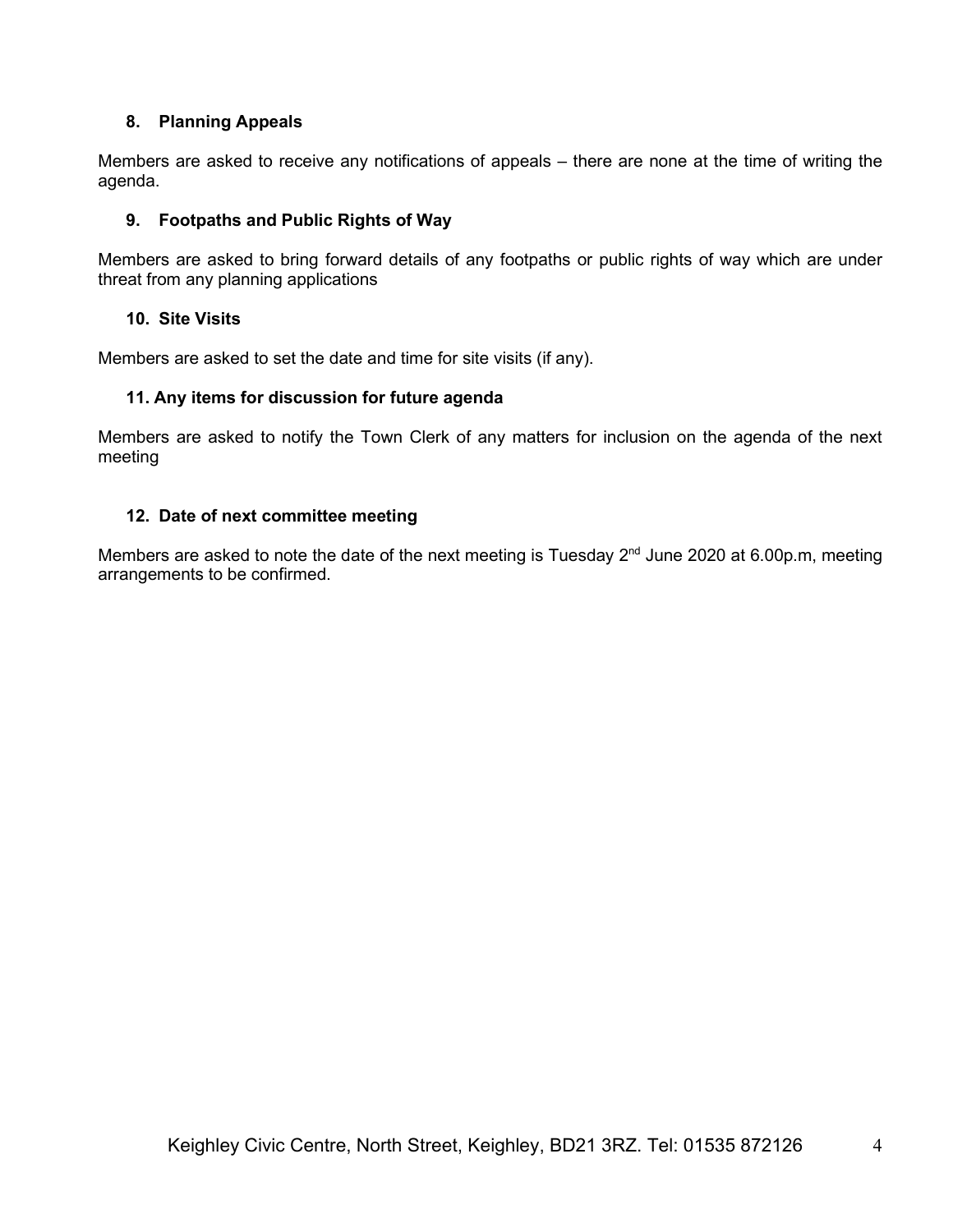### 8. Planning Appeals

Members are asked to receive any notifications of appeals – there are none at the time of writing the agenda.

### 9. Footpaths and Public Rights of Way

Members are asked to bring forward details of any footpaths or public rights of way which are under threat from any planning applications

### 10. Site Visits

Members are asked to set the date and time for site visits (if any).

### 11. Any items for discussion for future agenda

Members are asked to notify the Town Clerk of any matters for inclusion on the agenda of the next meeting

### 12. Date of next committee meeting

Members are asked to note the date of the next meeting is Tuesday 2nd June 2020 at 6.00p.m, meeting arrangements to be confirmed.